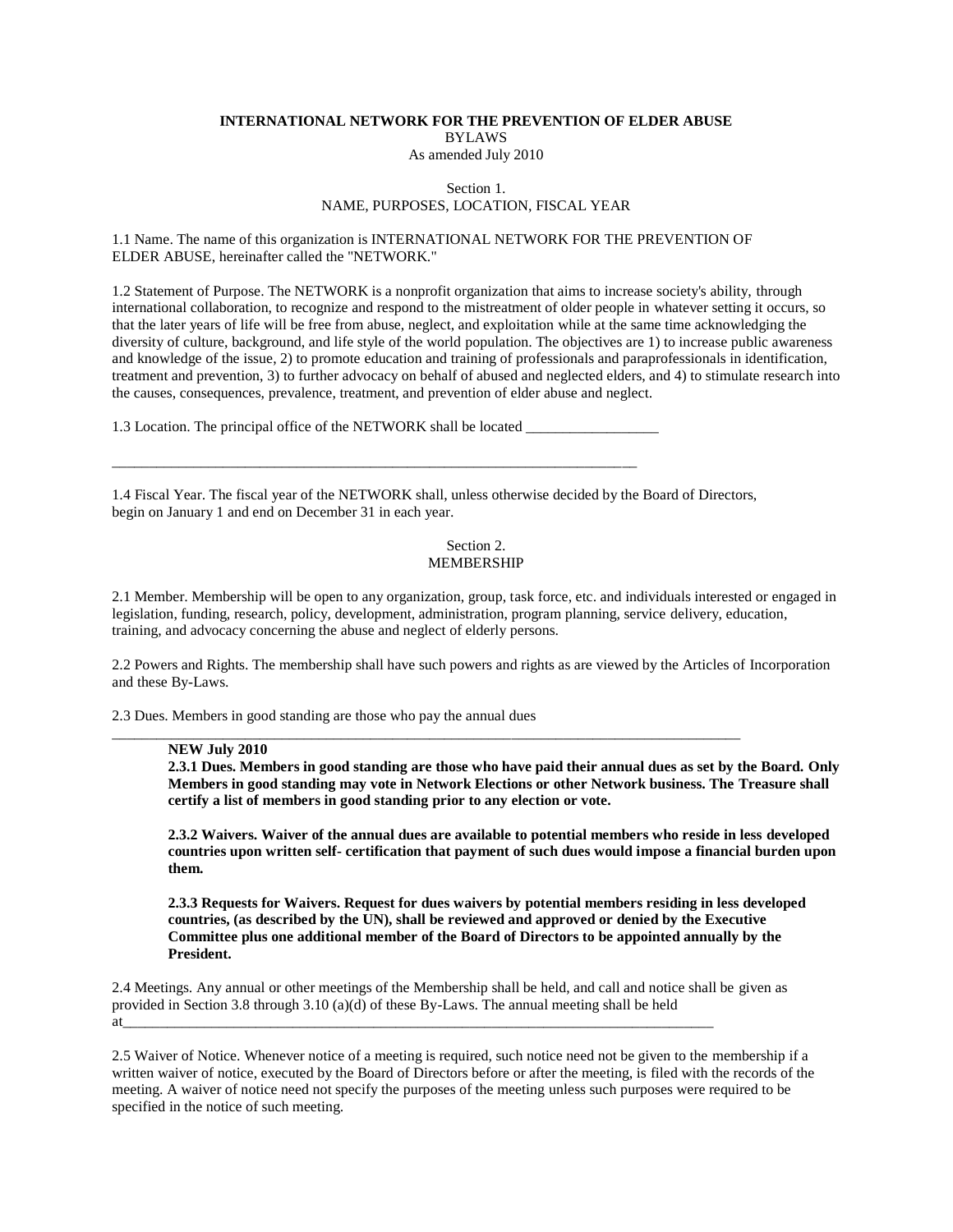# INTERNATIONAL NETWORK FOR THE PREVENTION OF ELDER ABUSE

BYLAWS

As amended July 2010

## Section 1.
## NAME, PURPOSES, LOCATION, FISCAL YEAR

1.1 Name. The name of this organization is INTERNATIONAL NETWORK FOR THE PREVENTION OF ELDER ABUSE, hereinafter called the "NETWORK."

1.2 Statement of Purpose. The NETWORK is a nonprofit organization that aims to increase society's ability, through international collaboration, to recognize and respond to the mistreatment of older people in whatever setting it occurs, so that the later years of life will be free from abuse, neglect, and exploitation while at the same time acknowledging the diversity of culture, background, and life style of the world population. The objectives are 1) to increase public awareness and knowledge of the issue, 2) to promote education and training of professionals and paraprofessionals in identification, treatment and prevention, 3) to further advocacy on behalf of abused and neglected elders, and 4) to stimulate research into the causes, consequences, prevalence, treatment, and prevention of elder abuse and neglect.

1.3 Location. The principal office of the NETWORK shall be located __________________

__________________________________________________________________________

1.4 Fiscal Year. The fiscal year of the NETWORK shall, unless otherwise decided by the Board of Directors, begin on January 1 and end on December 31 in each year.

## Section 2.
## MEMBERSHIP

2.1 Member. Membership will be open to any organization, group, task force, etc. and individuals interested or engaged in legislation, funding, research, policy, development, administration, program planning, service delivery, education, training, and advocacy concerning the abuse and neglect of elderly persons.

2.2 Powers and Rights. The membership shall have such powers and rights as are viewed by the Articles of Incorporation and these By-Laws.

2.3 Dues. Members in good standing are those who pay the annual dues
_____________________________________________________________________________________

**NEW July 2010**

**2.3.1 Dues. Members in good standing are those who have paid their annual dues as set by the Board. Only Members in good standing may vote in Network Elections or other Network business. The Treasure shall certify a list of members in good standing prior to any election or vote.**

**2.3.2 Waivers. Waiver of the annual dues are available to potential members who reside in less developed countries upon written self- certification that payment of such dues would impose a financial burden upon them.**

**2.3.3 Requests for Waivers. Request for dues waivers by potential members residing in less developed countries, (as described by the UN), shall be reviewed and approved or denied by the Executive Committee plus one additional member of the Board of Directors to be appointed annually by the President.**

2.4 Meetings. Any annual or other meetings of the Membership shall be held, and call and notice shall be given as provided in Section 3.8 through 3.10 (a)(d) of these By-Laws. The annual meeting shall be held at_____________________________________________________________________________________

2.5 Waiver of Notice. Whenever notice of a meeting is required, such notice need not be given to the membership if a written waiver of notice, executed by the Board of Directors before or after the meeting, is filed with the records of the meeting. A waiver of notice need not specify the purposes of the meeting unless such purposes were required to be specified in the notice of such meeting.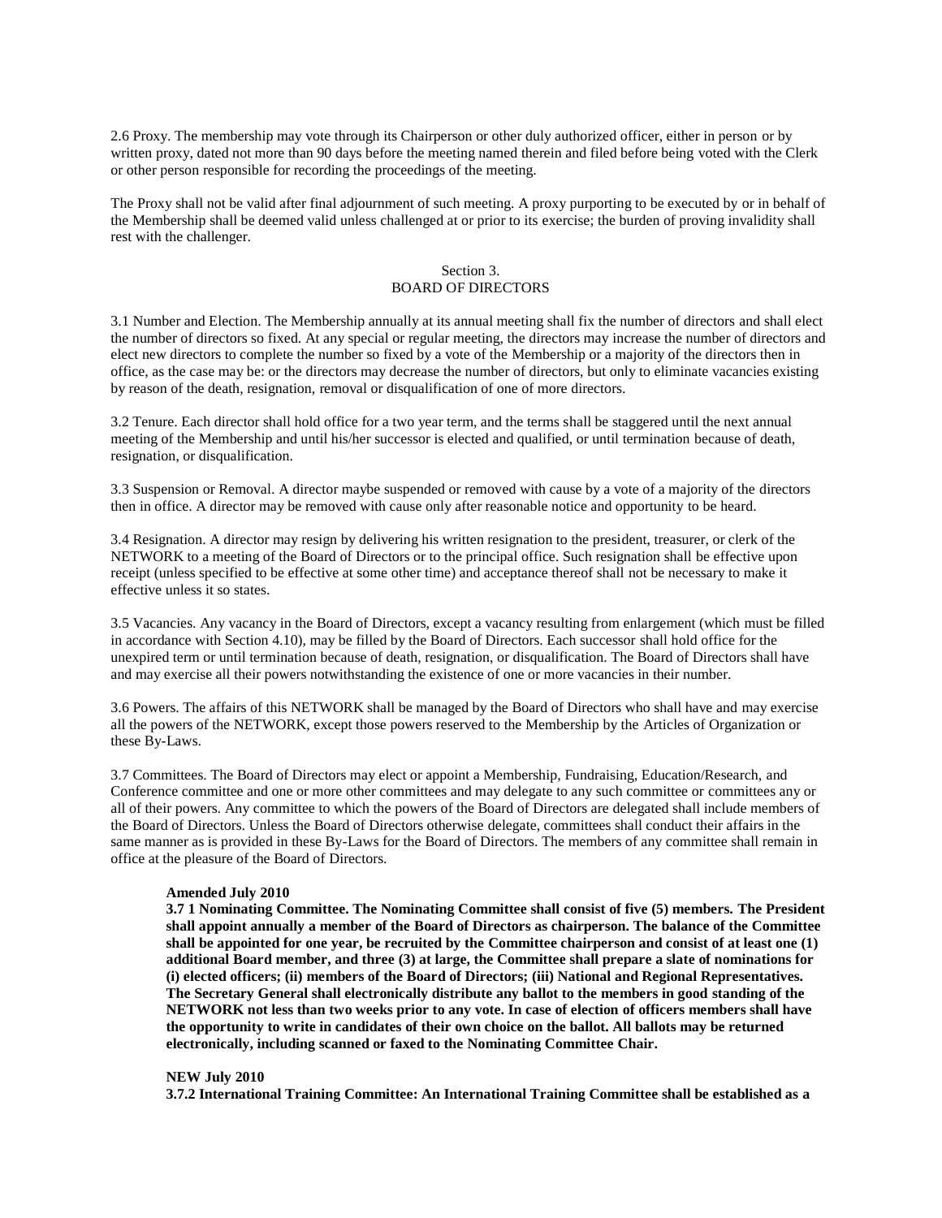2.6 Proxy. The membership may vote through its Chairperson or other duly authorized officer, either in person or by written proxy, dated not more than 90 days before the meeting named therein and filed before being voted with the Clerk or other person responsible for recording the proceedings of the meeting.

The Proxy shall not be valid after final adjournment of such meeting. A proxy purporting to be executed by or in behalf of the Membership shall be deemed valid unless challenged at or prior to its exercise; the burden of proving invalidity shall rest with the challenger.

## Section 3.
## BOARD OF DIRECTORS

3.1 Number and Election. The Membership annually at its annual meeting shall fix the number of directors and shall elect the number of directors so fixed. At any special or regular meeting, the directors may increase the number of directors and elect new directors to complete the number so fixed by a vote of the Membership or a majority of the directors then in office, as the case may be: or the directors may decrease the number of directors, but only to eliminate vacancies existing by reason of the death, resignation, removal or disqualification of one of more directors.

3.2 Tenure. Each director shall hold office for a two year term, and the terms shall be staggered until the next annual meeting of the Membership and until his/her successor is elected and qualified, or until termination because of death, resignation, or disqualification.

3.3 Suspension or Removal. A director maybe suspended or removed with cause by a vote of a majority of the directors then in office. A director may be removed with cause only after reasonable notice and opportunity to be heard.

3.4 Resignation. A director may resign by delivering his written resignation to the president, treasurer, or clerk of the NETWORK to a meeting of the Board of Directors or to the principal office. Such resignation shall be effective upon receipt (unless specified to be effective at some other time) and acceptance thereof shall not be necessary to make it effective unless it so states.

3.5 Vacancies. Any vacancy in the Board of Directors, except a vacancy resulting from enlargement (which must be filled in accordance with Section 4.10), may be filled by the Board of Directors. Each successor shall hold office for the unexpired term or until termination because of death, resignation, or disqualification. The Board of Directors shall have and may exercise all their powers notwithstanding the existence of one or more vacancies in their number.

3.6 Powers. The affairs of this NETWORK shall be managed by the Board of Directors who shall have and may exercise all the powers of the NETWORK, except those powers reserved to the Membership by the Articles of Organization or these By-Laws.

3.7 Committees. The Board of Directors may elect or appoint a Membership, Fundraising, Education/Research, and Conference committee and one or more other committees and may delegate to any such committee or committees any or all of their powers. Any committee to which the powers of the Board of Directors are delegated shall include members of the Board of Directors. Unless the Board of Directors otherwise delegate, committees shall conduct their affairs in the same manner as is provided in these By-Laws for the Board of Directors. The members of any committee shall remain in office at the pleasure of the Board of Directors.

**Amended July 2010**

**3.7 1 Nominating Committee. The Nominating Committee shall consist of five (5) members. The President shall appoint annually a member of the Board of Directors as chairperson. The balance of the Committee shall be appointed for one year, be recruited by the Committee chairperson and consist of at least one (1) additional Board member, and three (3) at large, the Committee shall prepare a slate of nominations for (i) elected officers; (ii) members of the Board of Directors; (iii) National and Regional Representatives. The Secretary General shall electronically distribute any ballot to the members in good standing of the NETWORK not less than two weeks prior to any vote. In case of election of officers members shall have the opportunity to write in candidates of their own choice on the ballot. All ballots may be returned electronically, including scanned or faxed to the Nominating Committee Chair.**

**NEW July 2010**

**3.7.2 International Training Committee: An International Training Committee shall be established as a**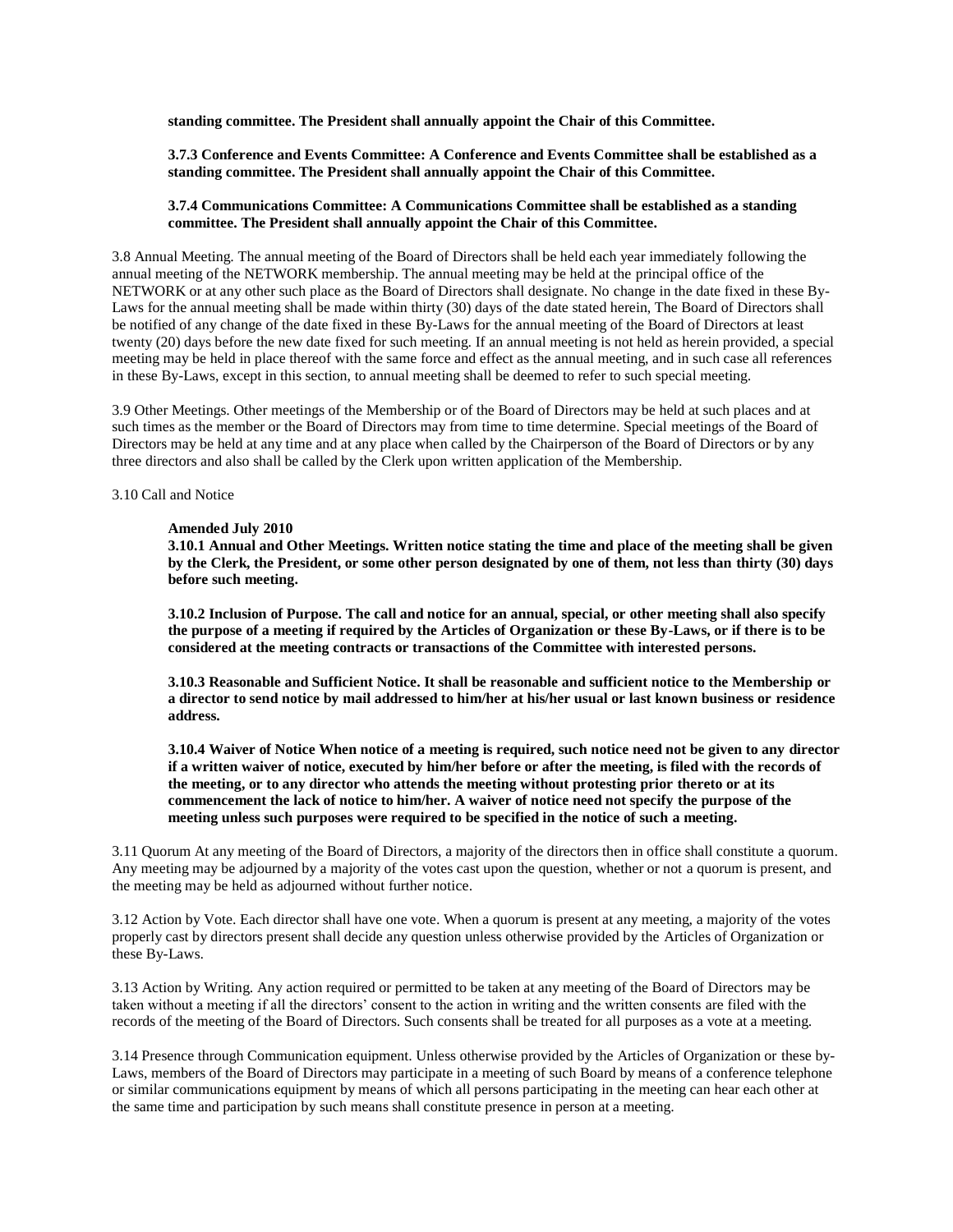**standing committee. The President shall annually appoint the Chair of this Committee.**

**3.7.3 Conference and Events Committee: A Conference and Events Committee shall be established as a standing committee. The President shall annually appoint the Chair of this Committee.**

**3.7.4 Communications Committee: A Communications Committee shall be established as a standing committee. The President shall annually appoint the Chair of this Committee.**

3.8 Annual Meeting. The annual meeting of the Board of Directors shall be held each year immediately following the annual meeting of the NETWORK membership. The annual meeting may be held at the principal office of the NETWORK or at any other such place as the Board of Directors shall designate. No change in the date fixed in these By-Laws for the annual meeting shall be made within thirty (30) days of the date stated herein, The Board of Directors shall be notified of any change of the date fixed in these By-Laws for the annual meeting of the Board of Directors at least twenty (20) days before the new date fixed for such meeting. If an annual meeting is not held as herein provided, a special meeting may be held in place thereof with the same force and effect as the annual meeting, and in such case all references in these By-Laws, except in this section, to annual meeting shall be deemed to refer to such special meeting.

3.9 Other Meetings. Other meetings of the Membership or of the Board of Directors may be held at such places and at such times as the member or the Board of Directors may from time to time determine. Special meetings of the Board of Directors may be held at any time and at any place when called by the Chairperson of the Board of Directors or by any three directors and also shall be called by the Clerk upon written application of the Membership.

3.10 Call and Notice

**Amended July 2010**
**3.10.1 Annual and Other Meetings. Written notice stating the time and place of the meeting shall be given by the Clerk, the President, or some other person designated by one of them, not less than thirty (30) days before such meeting.**

**3.10.2 Inclusion of Purpose. The call and notice for an annual, special, or other meeting shall also specify the purpose of a meeting if required by the Articles of Organization or these By-Laws, or if there is to be considered at the meeting contracts or transactions of the Committee with interested persons.**

**3.10.3 Reasonable and Sufficient Notice. It shall be reasonable and sufficient notice to the Membership or a director to send notice by mail addressed to him/her at his/her usual or last known business or residence address.**

**3.10.4 Waiver of Notice When notice of a meeting is required, such notice need not be given to any director if a written waiver of notice, executed by him/her before or after the meeting, is filed with the records of the meeting, or to any director who attends the meeting without protesting prior thereto or at its commencement the lack of notice to him/her. A waiver of notice need not specify the purpose of the meeting unless such purposes were required to be specified in the notice of such a meeting.**

3.11 Quorum At any meeting of the Board of Directors, a majority of the directors then in office shall constitute a quorum. Any meeting may be adjourned by a majority of the votes cast upon the question, whether or not a quorum is present, and the meeting may be held as adjourned without further notice.

3.12 Action by Vote. Each director shall have one vote. When a quorum is present at any meeting, a majority of the votes properly cast by directors present shall decide any question unless otherwise provided by the Articles of Organization or these By-Laws.

3.13 Action by Writing. Any action required or permitted to be taken at any meeting of the Board of Directors may be taken without a meeting if all the directors' consent to the action in writing and the written consents are filed with the records of the meeting of the Board of Directors. Such consents shall be treated for all purposes as a vote at a meeting.

3.14 Presence through Communication equipment. Unless otherwise provided by the Articles of Organization or these by-Laws, members of the Board of Directors may participate in a meeting of such Board by means of a conference telephone or similar communications equipment by means of which all persons participating in the meeting can hear each other at the same time and participation by such means shall constitute presence in person at a meeting.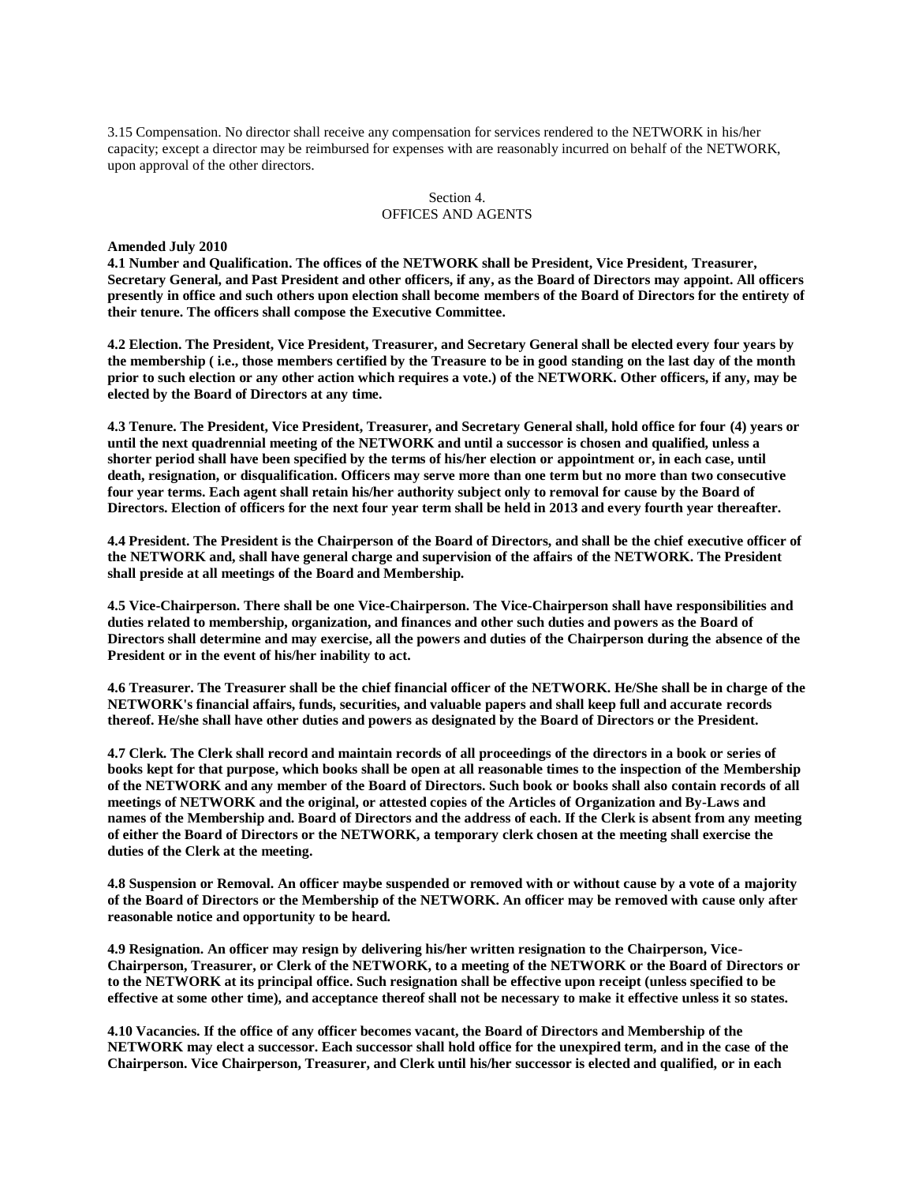3.15 Compensation. No director shall receive any compensation for services rendered to the NETWORK in his/her capacity; except a director may be reimbursed for expenses with are reasonably incurred on behalf of the NETWORK, upon approval of the other directors.

Section 4.
OFFICES AND AGENTS

**Amended July 2010**

**4.1 Number and Qualification. The offices of the NETWORK shall be President, Vice President, Treasurer, Secretary General, and Past President and other officers, if any, as the Board of Directors may appoint. All officers presently in office and such others upon election shall become members of the Board of Directors for the entirety of their tenure. The officers shall compose the Executive Committee.**

**4.2 Election. The President, Vice President, Treasurer, and Secretary General shall be elected every four years by the membership ( i.e., those members certified by the Treasure to be in good standing on the last day of the month prior to such election or any other action which requires a vote.) of the NETWORK. Other officers, if any, may be elected by the Board of Directors at any time.**

**4.3 Tenure. The President, Vice President, Treasurer, and Secretary General shall, hold office for four (4) years or until the next quadrennial meeting of the NETWORK and until a successor is chosen and qualified, unless a shorter period shall have been specified by the terms of his/her election or appointment or, in each case, until death, resignation, or disqualification. Officers may serve more than one term but no more than two consecutive four year terms. Each agent shall retain his/her authority subject only to removal for cause by the Board of Directors. Election of officers for the next four year term shall be held in 2013 and every fourth year thereafter.**

**4.4 President. The President is the Chairperson of the Board of Directors, and shall be the chief executive officer of the NETWORK and, shall have general charge and supervision of the affairs of the NETWORK. The President shall preside at all meetings of the Board and Membership.**

**4.5 Vice-Chairperson. There shall be one Vice-Chairperson. The Vice-Chairperson shall have responsibilities and duties related to membership, organization, and finances and other such duties and powers as the Board of Directors shall determine and may exercise, all the powers and duties of the Chairperson during the absence of the President or in the event of his/her inability to act.**

**4.6 Treasurer. The Treasurer shall be the chief financial officer of the NETWORK. He/She shall be in charge of the NETWORK's financial affairs, funds, securities, and valuable papers and shall keep full and accurate records thereof. He/she shall have other duties and powers as designated by the Board of Directors or the President.**

**4.7 Clerk. The Clerk shall record and maintain records of all proceedings of the directors in a book or series of books kept for that purpose, which books shall be open at all reasonable times to the inspection of the Membership of the NETWORK and any member of the Board of Directors. Such book or books shall also contain records of all meetings of NETWORK and the original, or attested copies of the Articles of Organization and By-Laws and names of the Membership and. Board of Directors and the address of each. If the Clerk is absent from any meeting of either the Board of Directors or the NETWORK, a temporary clerk chosen at the meeting shall exercise the duties of the Clerk at the meeting.**

**4.8 Suspension or Removal. An officer maybe suspended or removed with or without cause by a vote of a majority of the Board of Directors or the Membership of the NETWORK. An officer may be removed with cause only after reasonable notice and opportunity to be heard.**

**4.9 Resignation. An officer may resign by delivering his/her written resignation to the Chairperson, Vice-Chairperson, Treasurer, or Clerk of the NETWORK, to a meeting of the NETWORK or the Board of Directors or to the NETWORK at its principal office. Such resignation shall be effective upon receipt (unless specified to be effective at some other time), and acceptance thereof shall not be necessary to make it effective unless it so states.**

**4.10 Vacancies. If the office of any officer becomes vacant, the Board of Directors and Membership of the NETWORK may elect a successor. Each successor shall hold office for the unexpired term, and in the case of the Chairperson. Vice Chairperson, Treasurer, and Clerk until his/her successor is elected and qualified, or in each**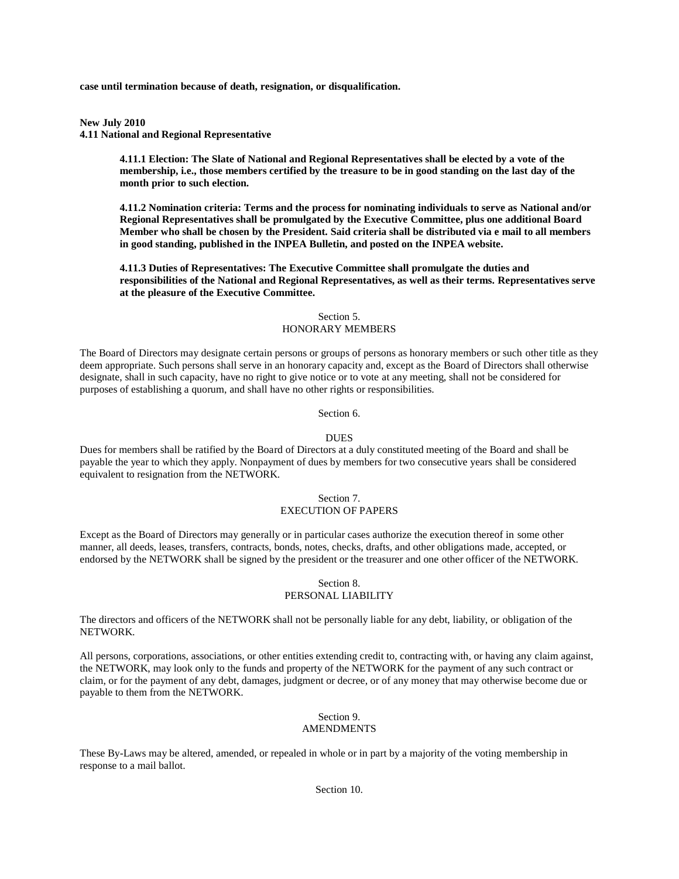**case until termination because of death, resignation, or disqualification.**

**New July 2010**
**4.11 National and Regional Representative**

> **4.11.1 Election: The Slate of National and Regional Representatives shall be elected by a vote of the membership, i.e., those members certified by the treasure to be in good standing on the last day of the month prior to such election.**
>
> **4.11.2 Nomination criteria: Terms and the process for nominating individuals to serve as National and/or Regional Representatives shall be promulgated by the Executive Committee, plus one additional Board Member who shall be chosen by the President. Said criteria shall be distributed via e mail to all members in good standing, published in the INPEA Bulletin, and posted on the INPEA website.**
>
> **4.11.3 Duties of Representatives: The Executive Committee shall promulgate the duties and responsibilities of the National and Regional Representatives, as well as their terms. Representatives serve at the pleasure of the Executive Committee.**

Section 5.
HONORARY MEMBERS

The Board of Directors may designate certain persons or groups of persons as honorary members or such other title as they deem appropriate. Such persons shall serve in an honorary capacity and, except as the Board of Directors shall otherwise designate, shall in such capacity, have no right to give notice or to vote at any meeting, shall not be considered for purposes of establishing a quorum, and shall have no other rights or responsibilities.

Section 6.

DUES

Dues for members shall be ratified by the Board of Directors at a duly constituted meeting of the Board and shall be payable the year to which they apply. Nonpayment of dues by members for two consecutive years shall be considered equivalent to resignation from the NETWORK.

Section 7.
EXECUTION OF PAPERS

Except as the Board of Directors may generally or in particular cases authorize the execution thereof in some other manner, all deeds, leases, transfers, contracts, bonds, notes, checks, drafts, and other obligations made, accepted, or endorsed by the NETWORK shall be signed by the president or the treasurer and one other officer of the NETWORK.

Section 8.
PERSONAL LIABILITY

The directors and officers of the NETWORK shall not be personally liable for any debt, liability, or obligation of the NETWORK.

All persons, corporations, associations, or other entities extending credit to, contracting with, or having any claim against, the NETWORK, may look only to the funds and property of the NETWORK for the payment of any such contract or claim, or for the payment of any debt, damages, judgment or decree, or of any money that may otherwise become due or payable to them from the NETWORK.

Section 9.
AMENDMENTS

These By-Laws may be altered, amended, or repealed in whole or in part by a majority of the voting membership in response to a mail ballot.

Section 10.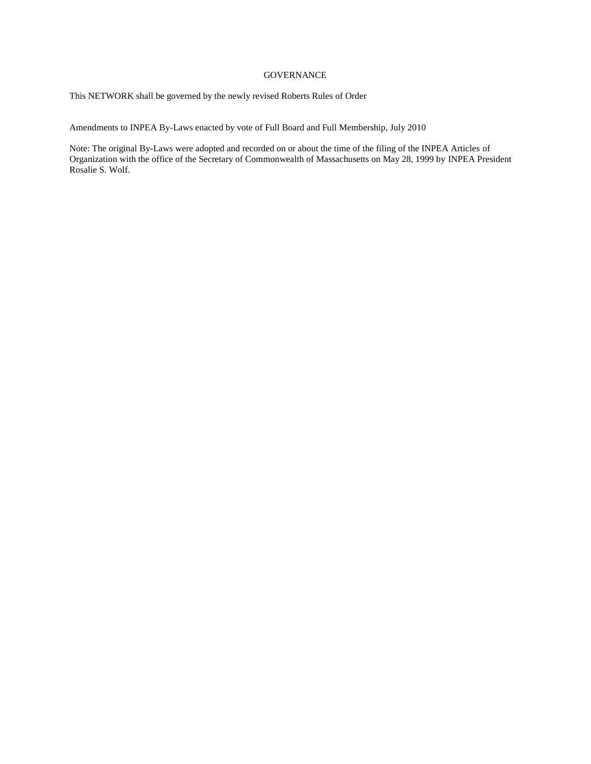## GOVERNANCE

This NETWORK shall be governed by the newly revised Roberts Rules of Order

Amendments to INPEA By-Laws enacted by vote of Full Board and Full Membership, July 2010

Note: The original By-Laws were adopted and recorded on or about the time of the filing of the INPEA Articles of Organization with the office of the Secretary of Commonwealth of Massachusetts on May 28, 1999 by INPEA President Rosalie S. Wolf.